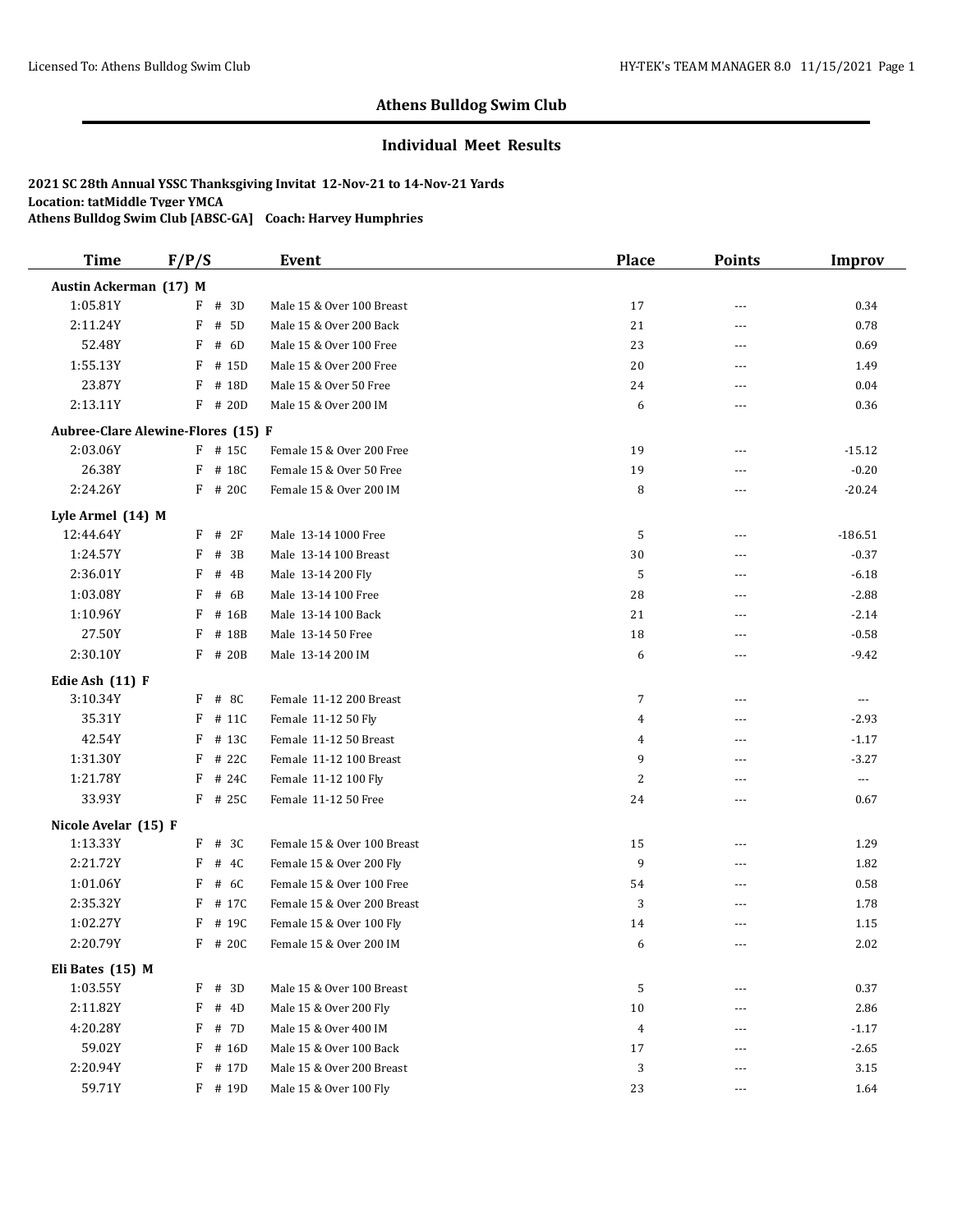## Athens Bulldog Swim Club

### Individual Meet Results

**2021 SC 28th Annual YSSC Thanksgiving Invitat 12-Nov-21 to 14-Nov-21 Yards**
**Location: tatMiddle Tyger YMCA**
**Athens Bulldog Swim Club [ABSC-GA] Coach: Harvey Humphries**

| Time | F/P/S | Event | Place | Points | Improv |
|---|---|---|---|---|---|
| **Austin Ackerman (17) M** | | | | | |
| 1:05.81Y | F # 3D | Male 15 & Over 100 Breast | 17 | --- | 0.34 |
| 2:11.24Y | F # 5D | Male 15 & Over 200 Back | 21 | --- | 0.78 |
| 52.48Y | F # 6D | Male 15 & Over 100 Free | 23 | --- | 0.69 |
| 1:55.13Y | F # 15D | Male 15 & Over 200 Free | 20 | --- | 1.49 |
| 23.87Y | F # 18D | Male 15 & Over 50 Free | 24 | --- | 0.04 |
| 2:13.11Y | F # 20D | Male 15 & Over 200 IM | 6 | --- | 0.36 |
| **Aubree-Clare Alewine-Flores (15) F** | | | | | |
| 2:03.06Y | F # 15C | Female 15 & Over 200 Free | 19 | --- | -15.12 |
| 26.38Y | F # 18C | Female 15 & Over 50 Free | 19 | --- | -0.20 |
| 2:24.26Y | F # 20C | Female 15 & Over 200 IM | 8 | --- | -20.24 |
| **Lyle Armel (14) M** | | | | | |
| 12:44.64Y | F # 2F | Male 13-14 1000 Free | 5 | --- | -186.51 |
| 1:24.57Y | F # 3B | Male 13-14 100 Breast | 30 | --- | -0.37 |
| 2:36.01Y | F # 4B | Male 13-14 200 Fly | 5 | --- | -6.18 |
| 1:03.08Y | F # 6B | Male 13-14 100 Free | 28 | --- | -2.88 |
| 1:10.96Y | F # 16B | Male 13-14 100 Back | 21 | --- | -2.14 |
| 27.50Y | F # 18B | Male 13-14 50 Free | 18 | --- | -0.58 |
| 2:30.10Y | F # 20B | Male 13-14 200 IM | 6 | --- | -9.42 |
| **Edie Ash (11) F** | | | | | |
| 3:10.34Y | F # 8C | Female 11-12 200 Breast | 7 | --- | --- |
| 35.31Y | F # 11C | Female 11-12 50 Fly | 4 | --- | -2.93 |
| 42.54Y | F # 13C | Female 11-12 50 Breast | 4 | --- | -1.17 |
| 1:31.30Y | F # 22C | Female 11-12 100 Breast | 9 | --- | -3.27 |
| 1:21.78Y | F # 24C | Female 11-12 100 Fly | 2 | --- | --- |
| 33.93Y | F # 25C | Female 11-12 50 Free | 24 | --- | 0.67 |
| **Nicole Avelar (15) F** | | | | | |
| 1:13.33Y | F # 3C | Female 15 & Over 100 Breast | 15 | --- | 1.29 |
| 2:21.72Y | F # 4C | Female 15 & Over 200 Fly | 9 | --- | 1.82 |
| 1:01.06Y | F # 6C | Female 15 & Over 100 Free | 54 | --- | 0.58 |
| 2:35.32Y | F # 17C | Female 15 & Over 200 Breast | 3 | --- | 1.78 |
| 1:02.27Y | F # 19C | Female 15 & Over 100 Fly | 14 | --- | 1.15 |
| 2:20.79Y | F # 20C | Female 15 & Over 200 IM | 6 | --- | 2.02 |
| **Eli Bates (15) M** | | | | | |
| 1:03.55Y | F # 3D | Male 15 & Over 100 Breast | 5 | --- | 0.37 |
| 2:11.82Y | F # 4D | Male 15 & Over 200 Fly | 10 | --- | 2.86 |
| 4:20.28Y | F # 7D | Male 15 & Over 400 IM | 4 | --- | -1.17 |
| 59.02Y | F # 16D | Male 15 & Over 100 Back | 17 | --- | -2.65 |
| 2:20.94Y | F # 17D | Male 15 & Over 200 Breast | 3 | --- | 3.15 |
| 59.71Y | F # 19D | Male 15 & Over 100 Fly | 23 | --- | 1.64 |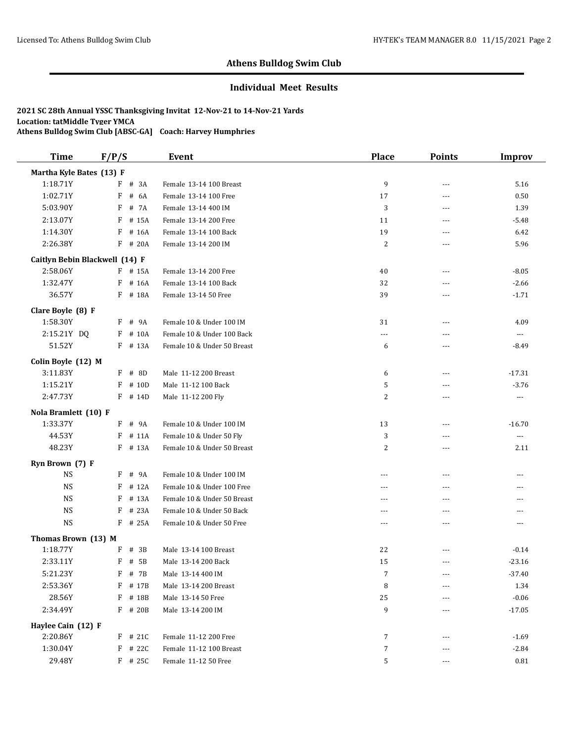## Athens Bulldog Swim Club

### Individual Meet Results

**2021 SC 28th Annual YSSC Thanksgiving Invitat 12-Nov-21 to 14-Nov-21 Yards**
**Location: tatMiddle Tyger YMCA**
**Athens Bulldog Swim Club [ABSC-GA] Coach: Harvey Humphries**

| Time | F/P/S | Event | Place | Points | Improv |
|---|---|---|---|---|---|
| **Martha Kyle Bates (13) F** | | | | | |
| 1:18.71Y | F # 3A | Female 13-14 100 Breast | 9 | --- | 5.16 |
| 1:02.71Y | F # 6A | Female 13-14 100 Free | 17 | --- | 0.50 |
| 5:03.90Y | F # 7A | Female 13-14 400 IM | 3 | --- | 1.39 |
| 2:13.07Y | F # 15A | Female 13-14 200 Free | 11 | --- | -5.48 |
| 1:14.30Y | F # 16A | Female 13-14 100 Back | 19 | --- | 6.42 |
| 2:26.38Y | F # 20A | Female 13-14 200 IM | 2 | --- | 5.96 |
| **Caitlyn Bebin Blackwell (14) F** | | | | | |
| 2:58.06Y | F # 15A | Female 13-14 200 Free | 40 | --- | -8.05 |
| 1:32.47Y | F # 16A | Female 13-14 100 Back | 32 | --- | -2.66 |
| 36.57Y | F # 18A | Female 13-14 50 Free | 39 | --- | -1.71 |
| **Clare Boyle (8) F** | | | | | |
| 1:58.30Y | F # 9A | Female 10 & Under 100 IM | 31 | --- | 4.09 |
| 2:15.21Y DQ | F # 10A | Female 10 & Under 100 Back | --- | --- | --- |
| 51.52Y | F # 13A | Female 10 & Under 50 Breast | 6 | --- | -8.49 |
| **Colin Boyle (12) M** | | | | | |
| 3:11.83Y | F # 8D | Male 11-12 200 Breast | 6 | --- | -17.31 |
| 1:15.21Y | F # 10D | Male 11-12 100 Back | 5 | --- | -3.76 |
| 2:47.73Y | F # 14D | Male 11-12 200 Fly | 2 | --- | --- |
| **Nola Bramlett (10) F** | | | | | |
| 1:33.37Y | F # 9A | Female 10 & Under 100 IM | 13 | --- | -16.70 |
| 44.53Y | F # 11A | Female 10 & Under 50 Fly | 3 | --- | --- |
| 48.23Y | F # 13A | Female 10 & Under 50 Breast | 2 | --- | 2.11 |
| **Ryn Brown (7) F** | | | | | |
| NS | F # 9A | Female 10 & Under 100 IM | --- | --- | --- |
| NS | F # 12A | Female 10 & Under 100 Free | --- | --- | --- |
| NS | F # 13A | Female 10 & Under 50 Breast | --- | --- | --- |
| NS | F # 23A | Female 10 & Under 50 Back | --- | --- | --- |
| NS | F # 25A | Female 10 & Under 50 Free | --- | --- | --- |
| **Thomas Brown (13) M** | | | | | |
| 1:18.77Y | F # 3B | Male 13-14 100 Breast | 22 | --- | -0.14 |
| 2:33.11Y | F # 5B | Male 13-14 200 Back | 15 | --- | -23.16 |
| 5:21.23Y | F # 7B | Male 13-14 400 IM | 7 | --- | -37.40 |
| 2:53.36Y | F # 17B | Male 13-14 200 Breast | 8 | --- | 1.34 |
| 28.56Y | F # 18B | Male 13-14 50 Free | 25 | --- | -0.06 |
| 2:34.49Y | F # 20B | Male 13-14 200 IM | 9 | --- | -17.05 |
| **Haylee Cain (12) F** | | | | | |
| 2:20.86Y | F # 21C | Female 11-12 200 Free | 7 | --- | -1.69 |
| 1:30.04Y | F # 22C | Female 11-12 100 Breast | 7 | --- | -2.84 |
| 29.48Y | F # 25C | Female 11-12 50 Free | 5 | --- | 0.81 |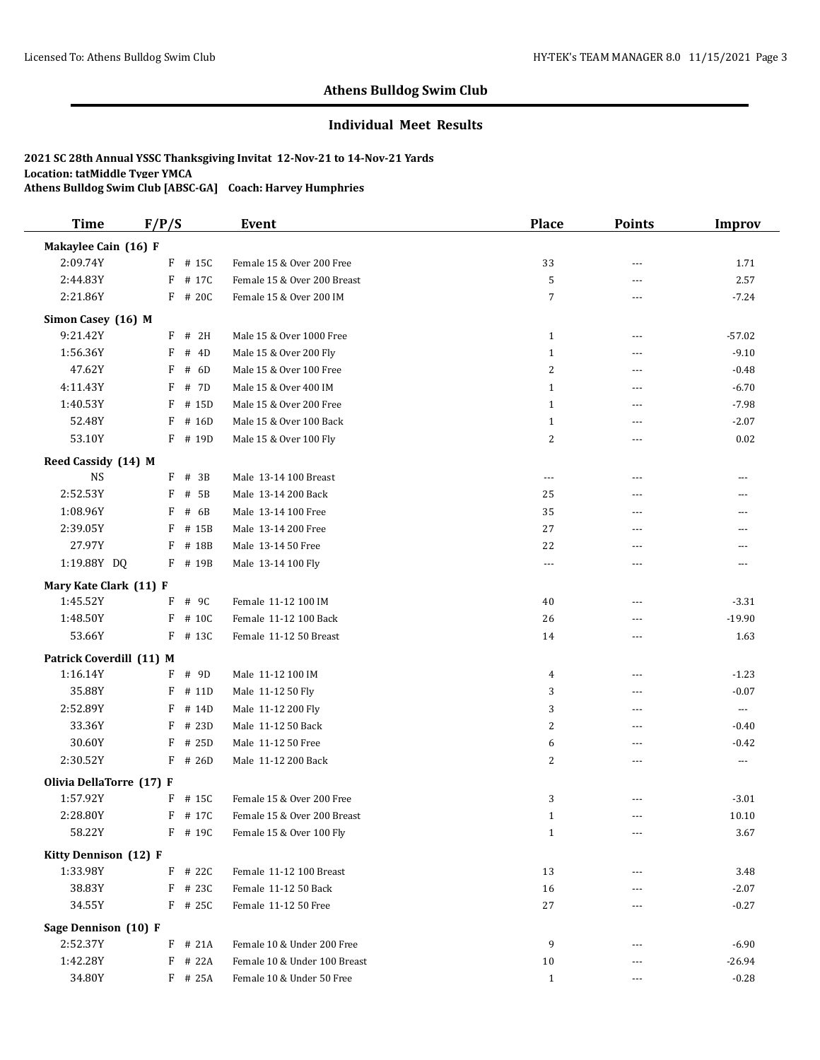## Athens Bulldog Swim Club

### Individual Meet Results

**2021 SC 28th Annual YSSC Thanksgiving Invitat 12-Nov-21 to 14-Nov-21 Yards**
**Location: tatMiddle Tyger YMCA**
**Athens Bulldog Swim Club [ABSC-GA] Coach: Harvey Humphries**

| Time | F/P/S | | Event | Place | Points | Improv |
|---|---|---|---|---|---|---|
| **Makaylee Cain (16) F** | | | | | | |
| 2:09.74Y | F | # 15C | Female 15 & Over 200 Free | 33 | --- | 1.71 |
| 2:44.83Y | F | # 17C | Female 15 & Over 200 Breast | 5 | --- | 2.57 |
| 2:21.86Y | F | # 20C | Female 15 & Over 200 IM | 7 | --- | -7.24 |
| **Simon Casey (16) M** | | | | | | |
| 9:21.42Y | F | # 2H | Male 15 & Over 1000 Free | 1 | --- | -57.02 |
| 1:56.36Y | F | # 4D | Male 15 & Over 200 Fly | 1 | --- | -9.10 |
| 47.62Y | F | # 6D | Male 15 & Over 100 Free | 2 | --- | -0.48 |
| 4:11.43Y | F | # 7D | Male 15 & Over 400 IM | 1 | --- | -6.70 |
| 1:40.53Y | F | # 15D | Male 15 & Over 200 Free | 1 | --- | -7.98 |
| 52.48Y | F | # 16D | Male 15 & Over 100 Back | 1 | --- | -2.07 |
| 53.10Y | F | # 19D | Male 15 & Over 100 Fly | 2 | --- | 0.02 |
| **Reed Cassidy (14) M** | | | | | | |
| NS | F | # 3B | Male 13-14 100 Breast | --- | --- | --- |
| 2:52.53Y | F | # 5B | Male 13-14 200 Back | 25 | --- | --- |
| 1:08.96Y | F | # 6B | Male 13-14 100 Free | 35 | --- | --- |
| 2:39.05Y | F | # 15B | Male 13-14 200 Free | 27 | --- | --- |
| 27.97Y | F | # 18B | Male 13-14 50 Free | 22 | --- | --- |
| 1:19.88Y DQ | F | # 19B | Male 13-14 100 Fly | --- | --- | --- |
| **Mary Kate Clark (11) F** | | | | | | |
| 1:45.52Y | F | # 9C | Female 11-12 100 IM | 40 | --- | -3.31 |
| 1:48.50Y | F | # 10C | Female 11-12 100 Back | 26 | --- | -19.90 |
| 53.66Y | F | # 13C | Female 11-12 50 Breast | 14 | --- | 1.63 |
| **Patrick Coverdill (11) M** | | | | | | |
| 1:16.14Y | F | # 9D | Male 11-12 100 IM | 4 | --- | -1.23 |
| 35.88Y | F | # 11D | Male 11-12 50 Fly | 3 | --- | -0.07 |
| 2:52.89Y | F | # 14D | Male 11-12 200 Fly | 3 | --- | --- |
| 33.36Y | F | # 23D | Male 11-12 50 Back | 2 | --- | -0.40 |
| 30.60Y | F | # 25D | Male 11-12 50 Free | 6 | --- | -0.42 |
| 2:30.52Y | F | # 26D | Male 11-12 200 Back | 2 | --- | --- |
| **Olivia DellaTorre (17) F** | | | | | | |
| 1:57.92Y | F | # 15C | Female 15 & Over 200 Free | 3 | --- | -3.01 |
| 2:28.80Y | F | # 17C | Female 15 & Over 200 Breast | 1 | --- | 10.10 |
| 58.22Y | F | # 19C | Female 15 & Over 100 Fly | 1 | --- | 3.67 |
| **Kitty Dennison (12) F** | | | | | | |
| 1:33.98Y | F | # 22C | Female 11-12 100 Breast | 13 | --- | 3.48 |
| 38.83Y | F | # 23C | Female 11-12 50 Back | 16 | --- | -2.07 |
| 34.55Y | F | # 25C | Female 11-12 50 Free | 27 | --- | -0.27 |
| **Sage Dennison (10) F** | | | | | | |
| 2:52.37Y | F | # 21A | Female 10 & Under 200 Free | 9 | --- | -6.90 |
| 1:42.28Y | F | # 22A | Female 10 & Under 100 Breast | 10 | --- | -26.94 |
| 34.80Y | F | # 25A | Female 10 & Under 50 Free | 1 | --- | -0.28 |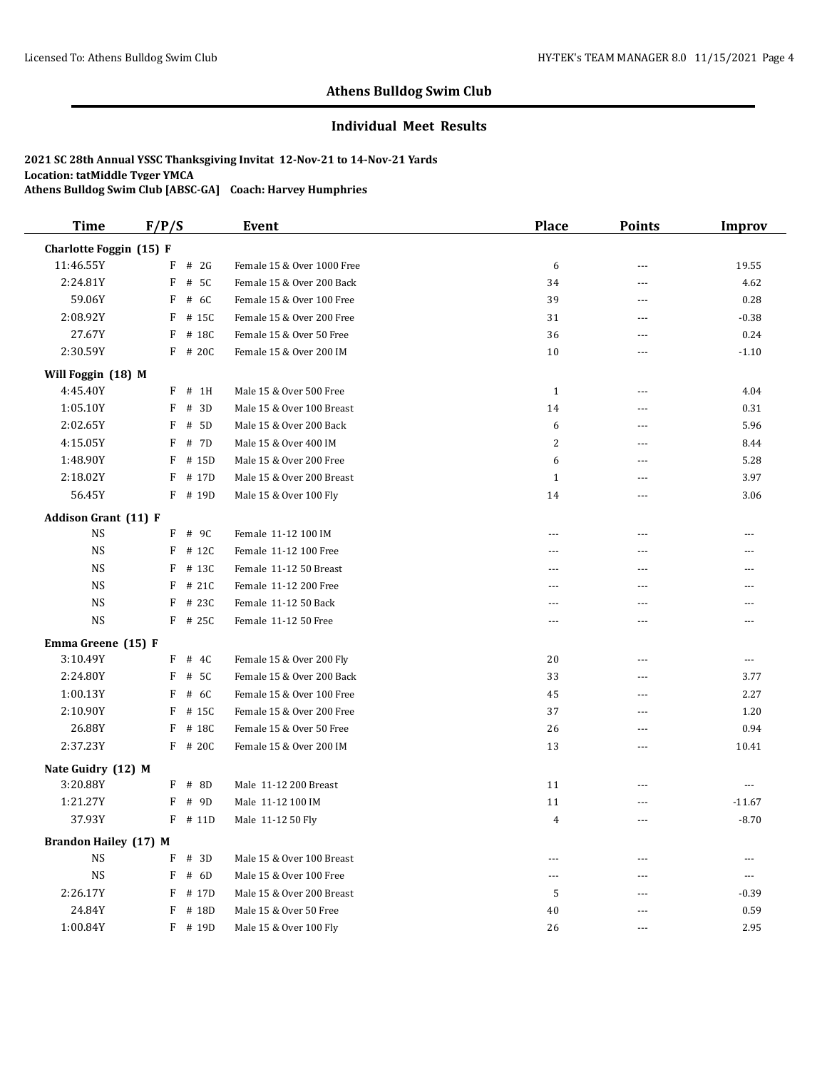## Athens Bulldog Swim Club

### Individual Meet Results

**2021 SC 28th Annual YSSC Thanksgiving Invitat 12-Nov-21 to 14-Nov-21 Yards**
**Location: tatMiddle Tyger YMCA**
**Athens Bulldog Swim Club [ABSC-GA] Coach: Harvey Humphries**

| Time | F/P/S | Event | Place | Points | Improv |
|---|---|---|---|---|---|
| **Charlotte Foggin (15) F** | | | | | |
| 11:46.55Y | F # 2G | Female 15 & Over 1000 Free | 6 | --- | 19.55 |
| 2:24.81Y | F # 5C | Female 15 & Over 200 Back | 34 | --- | 4.62 |
| 59.06Y | F # 6C | Female 15 & Over 100 Free | 39 | --- | 0.28 |
| 2:08.92Y | F # 15C | Female 15 & Over 200 Free | 31 | --- | -0.38 |
| 27.67Y | F # 18C | Female 15 & Over 50 Free | 36 | --- | 0.24 |
| 2:30.59Y | F # 20C | Female 15 & Over 200 IM | 10 | --- | -1.10 |
| **Will Foggin (18) M** | | | | | |
| 4:45.40Y | F # 1H | Male 15 & Over 500 Free | 1 | --- | 4.04 |
| 1:05.10Y | F # 3D | Male 15 & Over 100 Breast | 14 | --- | 0.31 |
| 2:02.65Y | F # 5D | Male 15 & Over 200 Back | 6 | --- | 5.96 |
| 4:15.05Y | F # 7D | Male 15 & Over 400 IM | 2 | --- | 8.44 |
| 1:48.90Y | F # 15D | Male 15 & Over 200 Free | 6 | --- | 5.28 |
| 2:18.02Y | F # 17D | Male 15 & Over 200 Breast | 1 | --- | 3.97 |
| 56.45Y | F # 19D | Male 15 & Over 100 Fly | 14 | --- | 3.06 |
| **Addison Grant (11) F** | | | | | |
| NS | F # 9C | Female 11-12 100 IM | --- | --- | --- |
| NS | F # 12C | Female 11-12 100 Free | --- | --- | --- |
| NS | F # 13C | Female 11-12 50 Breast | --- | --- | --- |
| NS | F # 21C | Female 11-12 200 Free | --- | --- | --- |
| NS | F # 23C | Female 11-12 50 Back | --- | --- | --- |
| NS | F # 25C | Female 11-12 50 Free | --- | --- | --- |
| **Emma Greene (15) F** | | | | | |
| 3:10.49Y | F # 4C | Female 15 & Over 200 Fly | 20 | --- | --- |
| 2:24.80Y | F # 5C | Female 15 & Over 200 Back | 33 | --- | 3.77 |
| 1:00.13Y | F # 6C | Female 15 & Over 100 Free | 45 | --- | 2.27 |
| 2:10.90Y | F # 15C | Female 15 & Over 200 Free | 37 | --- | 1.20 |
| 26.88Y | F # 18C | Female 15 & Over 50 Free | 26 | --- | 0.94 |
| 2:37.23Y | F # 20C | Female 15 & Over 200 IM | 13 | --- | 10.41 |
| **Nate Guidry (12) M** | | | | | |
| 3:20.88Y | F # 8D | Male 11-12 200 Breast | 11 | --- | --- |
| 1:21.27Y | F # 9D | Male 11-12 100 IM | 11 | --- | -11.67 |
| 37.93Y | F # 11D | Male 11-12 50 Fly | 4 | --- | -8.70 |
| **Brandon Hailey (17) M** | | | | | |
| NS | F # 3D | Male 15 & Over 100 Breast | --- | --- | --- |
| NS | F # 6D | Male 15 & Over 100 Free | --- | --- | --- |
| 2:26.17Y | F # 17D | Male 15 & Over 200 Breast | 5 | --- | -0.39 |
| 24.84Y | F # 18D | Male 15 & Over 50 Free | 40 | --- | 0.59 |
| 1:00.84Y | F # 19D | Male 15 & Over 100 Fly | 26 | --- | 2.95 |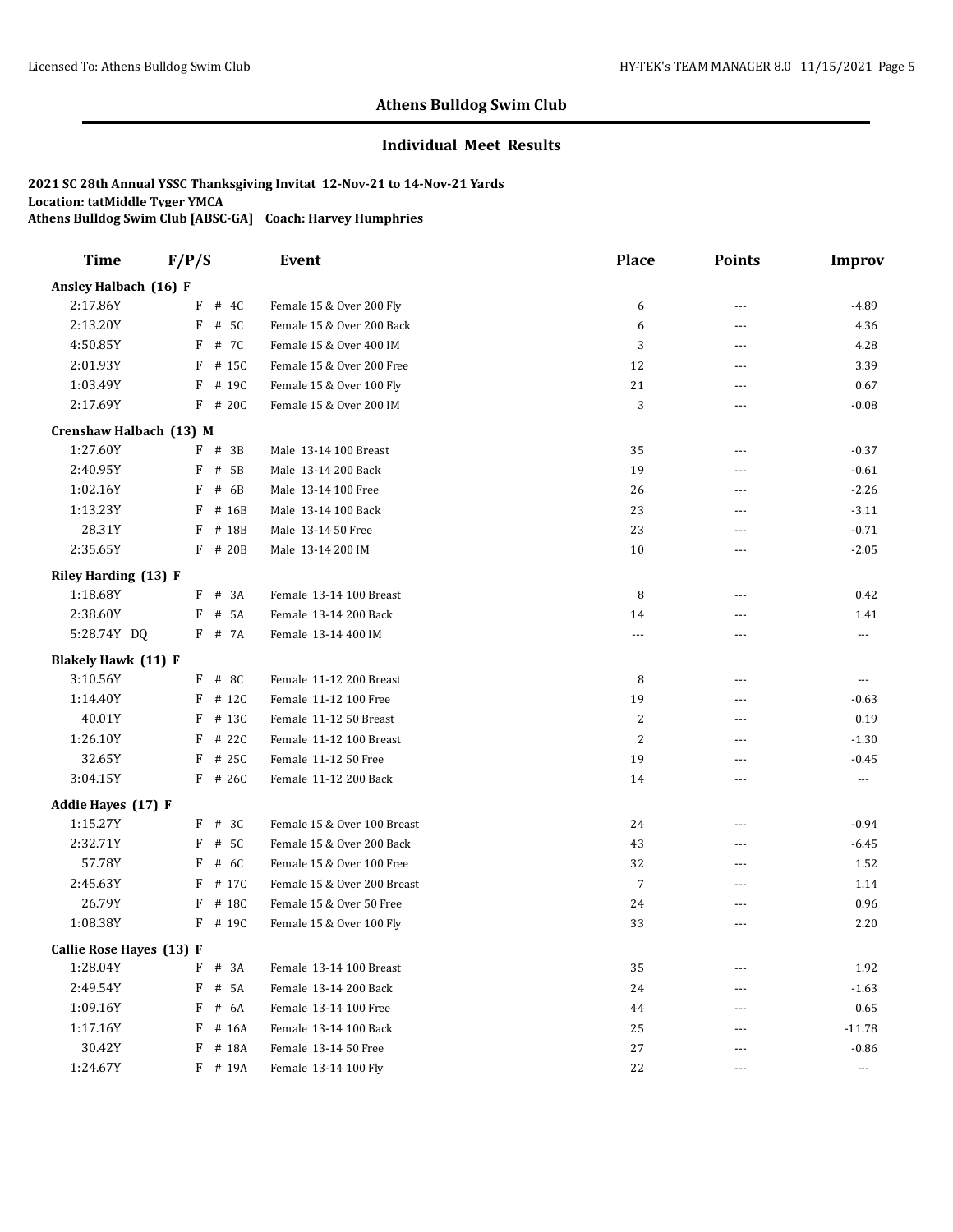## Athens Bulldog Swim Club

### Individual Meet Results

**2021 SC 28th Annual YSSC Thanksgiving Invitat 12-Nov-21 to 14-Nov-21 Yards**
**Location: tatMiddle Tyger YMCA**
**Athens Bulldog Swim Club [ABSC-GA] Coach: Harvey Humphries**

| Time | F/P/S | Event | Place | Points | Improv |
|---|---|---|---|---|---|
| **Ansley Halbach (16) F** | | | | | |
| 2:17.86Y | F # 4C | Female 15 & Over 200 Fly | 6 | --- | -4.89 |
| 2:13.20Y | F # 5C | Female 15 & Over 200 Back | 6 | --- | 4.36 |
| 4:50.85Y | F # 7C | Female 15 & Over 400 IM | 3 | --- | 4.28 |
| 2:01.93Y | F # 15C | Female 15 & Over 200 Free | 12 | --- | 3.39 |
| 1:03.49Y | F # 19C | Female 15 & Over 100 Fly | 21 | --- | 0.67 |
| 2:17.69Y | F # 20C | Female 15 & Over 200 IM | 3 | --- | -0.08 |
| **Crenshaw Halbach (13) M** | | | | | |
| 1:27.60Y | F # 3B | Male 13-14 100 Breast | 35 | --- | -0.37 |
| 2:40.95Y | F # 5B | Male 13-14 200 Back | 19 | --- | -0.61 |
| 1:02.16Y | F # 6B | Male 13-14 100 Free | 26 | --- | -2.26 |
| 1:13.23Y | F # 16B | Male 13-14 100 Back | 23 | --- | -3.11 |
| 28.31Y | F # 18B | Male 13-14 50 Free | 23 | --- | -0.71 |
| 2:35.65Y | F # 20B | Male 13-14 200 IM | 10 | --- | -2.05 |
| **Riley Harding (13) F** | | | | | |
| 1:18.68Y | F # 3A | Female 13-14 100 Breast | 8 | --- | 0.42 |
| 2:38.60Y | F # 5A | Female 13-14 200 Back | 14 | --- | 1.41 |
| 5:28.74Y DQ | F # 7A | Female 13-14 400 IM | --- | --- | --- |
| **Blakely Hawk (11) F** | | | | | |
| 3:10.56Y | F # 8C | Female 11-12 200 Breast | 8 | --- | --- |
| 1:14.40Y | F # 12C | Female 11-12 100 Free | 19 | --- | -0.63 |
| 40.01Y | F # 13C | Female 11-12 50 Breast | 2 | --- | 0.19 |
| 1:26.10Y | F # 22C | Female 11-12 100 Breast | 2 | --- | -1.30 |
| 32.65Y | F # 25C | Female 11-12 50 Free | 19 | --- | -0.45 |
| 3:04.15Y | F # 26C | Female 11-12 200 Back | 14 | --- | --- |
| **Addie Hayes (17) F** | | | | | |
| 1:15.27Y | F # 3C | Female 15 & Over 100 Breast | 24 | --- | -0.94 |
| 2:32.71Y | F # 5C | Female 15 & Over 200 Back | 43 | --- | -6.45 |
| 57.78Y | F # 6C | Female 15 & Over 100 Free | 32 | --- | 1.52 |
| 2:45.63Y | F # 17C | Female 15 & Over 200 Breast | 7 | --- | 1.14 |
| 26.79Y | F # 18C | Female 15 & Over 50 Free | 24 | --- | 0.96 |
| 1:08.38Y | F # 19C | Female 15 & Over 100 Fly | 33 | --- | 2.20 |
| **Callie Rose Hayes (13) F** | | | | | |
| 1:28.04Y | F # 3A | Female 13-14 100 Breast | 35 | --- | 1.92 |
| 2:49.54Y | F # 5A | Female 13-14 200 Back | 24 | --- | -1.63 |
| 1:09.16Y | F # 6A | Female 13-14 100 Free | 44 | --- | 0.65 |
| 1:17.16Y | F # 16A | Female 13-14 100 Back | 25 | --- | -11.78 |
| 30.42Y | F # 18A | Female 13-14 50 Free | 27 | --- | -0.86 |
| 1:24.67Y | F # 19A | Female 13-14 100 Fly | 22 | --- | --- |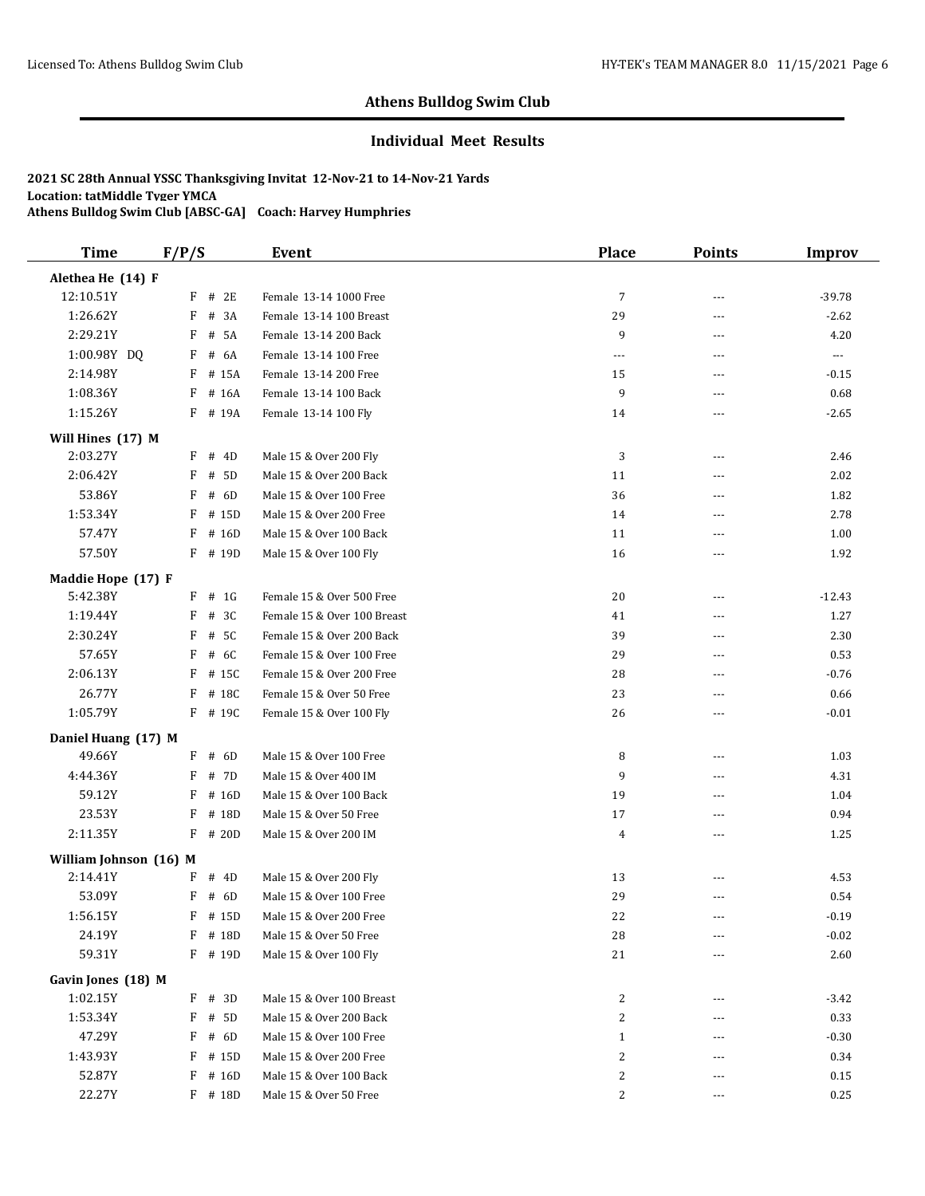## Athens Bulldog Swim Club

### Individual Meet Results

**2021 SC 28th Annual YSSC Thanksgiving Invitat 12-Nov-21 to 14-Nov-21 Yards**
**Location: tatMiddle Tyger YMCA**
**Athens Bulldog Swim Club [ABSC-GA] Coach: Harvey Humphries**

| Time | F/P/S | Event | Place | Points | Improv |
|---|---|---|---|---|---|
| **Alethea He (14) F** | | | | | |
| 12:10.51Y | F # 2E | Female 13-14 1000 Free | 7 | --- | -39.78 |
| 1:26.62Y | F # 3A | Female 13-14 100 Breast | 29 | --- | -2.62 |
| 2:29.21Y | F # 5A | Female 13-14 200 Back | 9 | --- | 4.20 |
| 1:00.98Y DQ | F # 6A | Female 13-14 100 Free | --- | --- | --- |
| 2:14.98Y | F # 15A | Female 13-14 200 Free | 15 | --- | -0.15 |
| 1:08.36Y | F # 16A | Female 13-14 100 Back | 9 | --- | 0.68 |
| 1:15.26Y | F # 19A | Female 13-14 100 Fly | 14 | --- | -2.65 |
| **Will Hines (17) M** | | | | | |
| 2:03.27Y | F # 4D | Male 15 & Over 200 Fly | 3 | --- | 2.46 |
| 2:06.42Y | F # 5D | Male 15 & Over 200 Back | 11 | --- | 2.02 |
| 53.86Y | F # 6D | Male 15 & Over 100 Free | 36 | --- | 1.82 |
| 1:53.34Y | F # 15D | Male 15 & Over 200 Free | 14 | --- | 2.78 |
| 57.47Y | F # 16D | Male 15 & Over 100 Back | 11 | --- | 1.00 |
| 57.50Y | F # 19D | Male 15 & Over 100 Fly | 16 | --- | 1.92 |
| **Maddie Hope (17) F** | | | | | |
| 5:42.38Y | F # 1G | Female 15 & Over 500 Free | 20 | --- | -12.43 |
| 1:19.44Y | F # 3C | Female 15 & Over 100 Breast | 41 | --- | 1.27 |
| 2:30.24Y | F # 5C | Female 15 & Over 200 Back | 39 | --- | 2.30 |
| 57.65Y | F # 6C | Female 15 & Over 100 Free | 29 | --- | 0.53 |
| 2:06.13Y | F # 15C | Female 15 & Over 200 Free | 28 | --- | -0.76 |
| 26.77Y | F # 18C | Female 15 & Over 50 Free | 23 | --- | 0.66 |
| 1:05.79Y | F # 19C | Female 15 & Over 100 Fly | 26 | --- | -0.01 |
| **Daniel Huang (17) M** | | | | | |
| 49.66Y | F # 6D | Male 15 & Over 100 Free | 8 | --- | 1.03 |
| 4:44.36Y | F # 7D | Male 15 & Over 400 IM | 9 | --- | 4.31 |
| 59.12Y | F # 16D | Male 15 & Over 100 Back | 19 | --- | 1.04 |
| 23.53Y | F # 18D | Male 15 & Over 50 Free | 17 | --- | 0.94 |
| 2:11.35Y | F # 20D | Male 15 & Over 200 IM | 4 | --- | 1.25 |
| **William Johnson (16) M** | | | | | |
| 2:14.41Y | F # 4D | Male 15 & Over 200 Fly | 13 | --- | 4.53 |
| 53.09Y | F # 6D | Male 15 & Over 100 Free | 29 | --- | 0.54 |
| 1:56.15Y | F # 15D | Male 15 & Over 200 Free | 22 | --- | -0.19 |
| 24.19Y | F # 18D | Male 15 & Over 50 Free | 28 | --- | -0.02 |
| 59.31Y | F # 19D | Male 15 & Over 100 Fly | 21 | --- | 2.60 |
| **Gavin Jones (18) M** | | | | | |
| 1:02.15Y | F # 3D | Male 15 & Over 100 Breast | 2 | --- | -3.42 |
| 1:53.34Y | F # 5D | Male 15 & Over 200 Back | 2 | --- | 0.33 |
| 47.29Y | F # 6D | Male 15 & Over 100 Free | 1 | --- | -0.30 |
| 1:43.93Y | F # 15D | Male 15 & Over 200 Free | 2 | --- | 0.34 |
| 52.87Y | F # 16D | Male 15 & Over 100 Back | 2 | --- | 0.15 |
| 22.27Y | F # 18D | Male 15 & Over 50 Free | 2 | --- | 0.25 |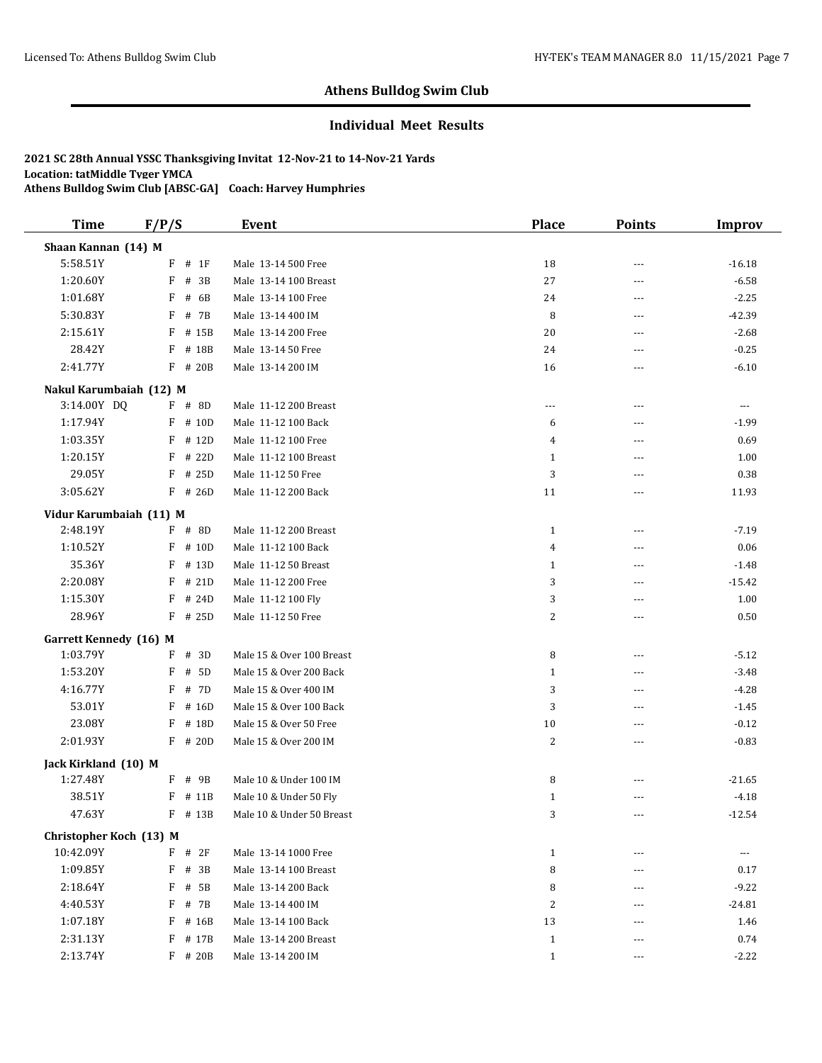## Athens Bulldog Swim Club

### Individual Meet Results

**2021 SC 28th Annual YSSC Thanksgiving Invitat 12-Nov-21 to 14-Nov-21 Yards**
**Location: tatMiddle Tyger YMCA**
**Athens Bulldog Swim Club [ABSC-GA] Coach: Harvey Humphries**

| Time | F/P/S | Event | Place | Points | Improv |
|---|---|---|---|---|---|
| **Shaan Kannan (14) M** | | | | | |
| 5:58.51Y | F # 1F | Male 13-14 500 Free | 18 | --- | -16.18 |
| 1:20.60Y | F # 3B | Male 13-14 100 Breast | 27 | --- | -6.58 |
| 1:01.68Y | F # 6B | Male 13-14 100 Free | 24 | --- | -2.25 |
| 5:30.83Y | F # 7B | Male 13-14 400 IM | 8 | --- | -42.39 |
| 2:15.61Y | F # 15B | Male 13-14 200 Free | 20 | --- | -2.68 |
| 28.42Y | F # 18B | Male 13-14 50 Free | 24 | --- | -0.25 |
| 2:41.77Y | F # 20B | Male 13-14 200 IM | 16 | --- | -6.10 |
| **Nakul Karumbaiah (12) M** | | | | | |
| 3:14.00Y DQ | F # 8D | Male 11-12 200 Breast | --- | --- | --- |
| 1:17.94Y | F # 10D | Male 11-12 100 Back | 6 | --- | -1.99 |
| 1:03.35Y | F # 12D | Male 11-12 100 Free | 4 | --- | 0.69 |
| 1:20.15Y | F # 22D | Male 11-12 100 Breast | 1 | --- | 1.00 |
| 29.05Y | F # 25D | Male 11-12 50 Free | 3 | --- | 0.38 |
| 3:05.62Y | F # 26D | Male 11-12 200 Back | 11 | --- | 11.93 |
| **Vidur Karumbaiah (11) M** | | | | | |
| 2:48.19Y | F # 8D | Male 11-12 200 Breast | 1 | --- | -7.19 |
| 1:10.52Y | F # 10D | Male 11-12 100 Back | 4 | --- | 0.06 |
| 35.36Y | F # 13D | Male 11-12 50 Breast | 1 | --- | -1.48 |
| 2:20.08Y | F # 21D | Male 11-12 200 Free | 3 | --- | -15.42 |
| 1:15.30Y | F # 24D | Male 11-12 100 Fly | 3 | --- | 1.00 |
| 28.96Y | F # 25D | Male 11-12 50 Free | 2 | --- | 0.50 |
| **Garrett Kennedy (16) M** | | | | | |
| 1:03.79Y | F # 3D | Male 15 & Over 100 Breast | 8 | --- | -5.12 |
| 1:53.20Y | F # 5D | Male 15 & Over 200 Back | 1 | --- | -3.48 |
| 4:16.77Y | F # 7D | Male 15 & Over 400 IM | 3 | --- | -4.28 |
| 53.01Y | F # 16D | Male 15 & Over 100 Back | 3 | --- | -1.45 |
| 23.08Y | F # 18D | Male 15 & Over 50 Free | 10 | --- | -0.12 |
| 2:01.93Y | F # 20D | Male 15 & Over 200 IM | 2 | --- | -0.83 |
| **Jack Kirkland (10) M** | | | | | |
| 1:27.48Y | F # 9B | Male 10 & Under 100 IM | 8 | --- | -21.65 |
| 38.51Y | F # 11B | Male 10 & Under 50 Fly | 1 | --- | -4.18 |
| 47.63Y | F # 13B | Male 10 & Under 50 Breast | 3 | --- | -12.54 |
| **Christopher Koch (13) M** | | | | | |
| 10:42.09Y | F # 2F | Male 13-14 1000 Free | 1 | --- | --- |
| 1:09.85Y | F # 3B | Male 13-14 100 Breast | 8 | --- | 0.17 |
| 2:18.64Y | F # 5B | Male 13-14 200 Back | 8 | --- | -9.22 |
| 4:40.53Y | F # 7B | Male 13-14 400 IM | 2 | --- | -24.81 |
| 1:07.18Y | F # 16B | Male 13-14 100 Back | 13 | --- | 1.46 |
| 2:31.13Y | F # 17B | Male 13-14 200 Breast | 1 | --- | 0.74 |
| 2:13.74Y | F # 20B | Male 13-14 200 IM | 1 | --- | -2.22 |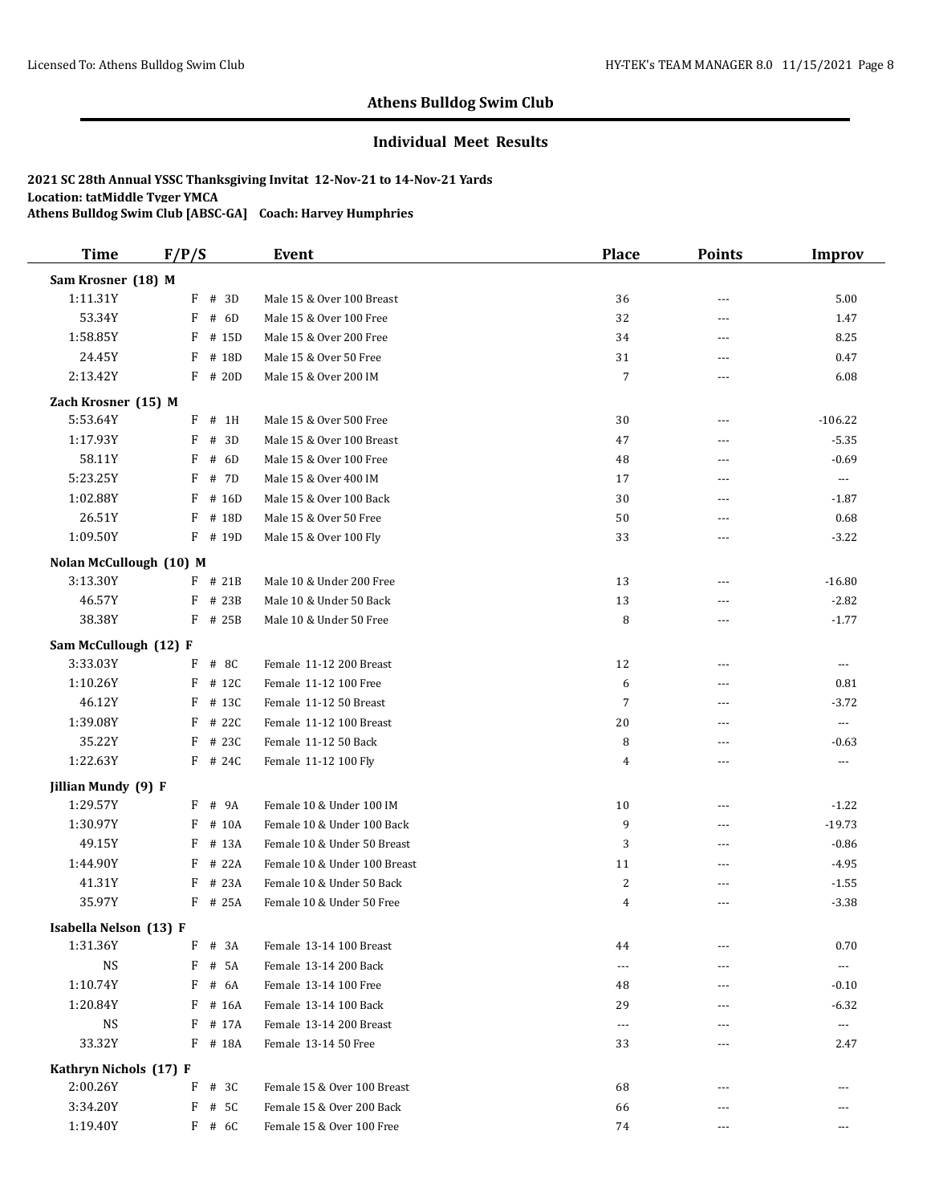## Athens Bulldog Swim Club

### Individual Meet Results

**2021 SC 28th Annual YSSC Thanksgiving Invitat 12-Nov-21 to 14-Nov-21 Yards**
**Location: tatMiddle Tyger YMCA**
**Athens Bulldog Swim Club [ABSC-GA] Coach: Harvey Humphries**

| Time | F/P/S | | Event | Place | Points | Improv |
|---|---|---|---|---|---|---|
| **Sam Krosner (18) M** | | | | | | |
| 1:11.31Y | F | # 3D | Male 15 & Over 100 Breast | 36 | --- | 5.00 |
| 53.34Y | F | # 6D | Male 15 & Over 100 Free | 32 | --- | 1.47 |
| 1:58.85Y | F | # 15D | Male 15 & Over 200 Free | 34 | --- | 8.25 |
| 24.45Y | F | # 18D | Male 15 & Over 50 Free | 31 | --- | 0.47 |
| 2:13.42Y | F | # 20D | Male 15 & Over 200 IM | 7 | --- | 6.08 |
| **Zach Krosner (15) M** | | | | | | |
| 5:53.64Y | F | # 1H | Male 15 & Over 500 Free | 30 | --- | -106.22 |
| 1:17.93Y | F | # 3D | Male 15 & Over 100 Breast | 47 | --- | -5.35 |
| 58.11Y | F | # 6D | Male 15 & Over 100 Free | 48 | --- | -0.69 |
| 5:23.25Y | F | # 7D | Male 15 & Over 400 IM | 17 | --- | --- |
| 1:02.88Y | F | # 16D | Male 15 & Over 100 Back | 30 | --- | -1.87 |
| 26.51Y | F | # 18D | Male 15 & Over 50 Free | 50 | --- | 0.68 |
| 1:09.50Y | F | # 19D | Male 15 & Over 100 Fly | 33 | --- | -3.22 |
| **Nolan McCullough (10) M** | | | | | | |
| 3:13.30Y | F | # 21B | Male 10 & Under 200 Free | 13 | --- | -16.80 |
| 46.57Y | F | # 23B | Male 10 & Under 50 Back | 13 | --- | -2.82 |
| 38.38Y | F | # 25B | Male 10 & Under 50 Free | 8 | --- | -1.77 |
| **Sam McCullough (12) F** | | | | | | |
| 3:33.03Y | F | # 8C | Female 11-12 200 Breast | 12 | --- | --- |
| 1:10.26Y | F | # 12C | Female 11-12 100 Free | 6 | --- | 0.81 |
| 46.12Y | F | # 13C | Female 11-12 50 Breast | 7 | --- | -3.72 |
| 1:39.08Y | F | # 22C | Female 11-12 100 Breast | 20 | --- | --- |
| 35.22Y | F | # 23C | Female 11-12 50 Back | 8 | --- | -0.63 |
| 1:22.63Y | F | # 24C | Female 11-12 100 Fly | 4 | --- | --- |
| **Jillian Mundy (9) F** | | | | | | |
| 1:29.57Y | F | # 9A | Female 10 & Under 100 IM | 10 | --- | -1.22 |
| 1:30.97Y | F | # 10A | Female 10 & Under 100 Back | 9 | --- | -19.73 |
| 49.15Y | F | # 13A | Female 10 & Under 50 Breast | 3 | --- | -0.86 |
| 1:44.90Y | F | # 22A | Female 10 & Under 100 Breast | 11 | --- | -4.95 |
| 41.31Y | F | # 23A | Female 10 & Under 50 Back | 2 | --- | -1.55 |
| 35.97Y | F | # 25A | Female 10 & Under 50 Free | 4 | --- | -3.38 |
| **Isabella Nelson (13) F** | | | | | | |
| 1:31.36Y | F | # 3A | Female 13-14 100 Breast | 44 | --- | 0.70 |
| NS | F | # 5A | Female 13-14 200 Back | --- | --- | --- |
| 1:10.74Y | F | # 6A | Female 13-14 100 Free | 48 | --- | -0.10 |
| 1:20.84Y | F | # 16A | Female 13-14 100 Back | 29 | --- | -6.32 |
| NS | F | # 17A | Female 13-14 200 Breast | --- | --- | --- |
| 33.32Y | F | # 18A | Female 13-14 50 Free | 33 | --- | 2.47 |
| **Kathryn Nichols (17) F** | | | | | | |
| 2:00.26Y | F | # 3C | Female 15 & Over 100 Breast | 68 | --- | --- |
| 3:34.20Y | F | # 5C | Female 15 & Over 200 Back | 66 | --- | --- |
| 1:19.40Y | F | # 6C | Female 15 & Over 100 Free | 74 | --- | --- |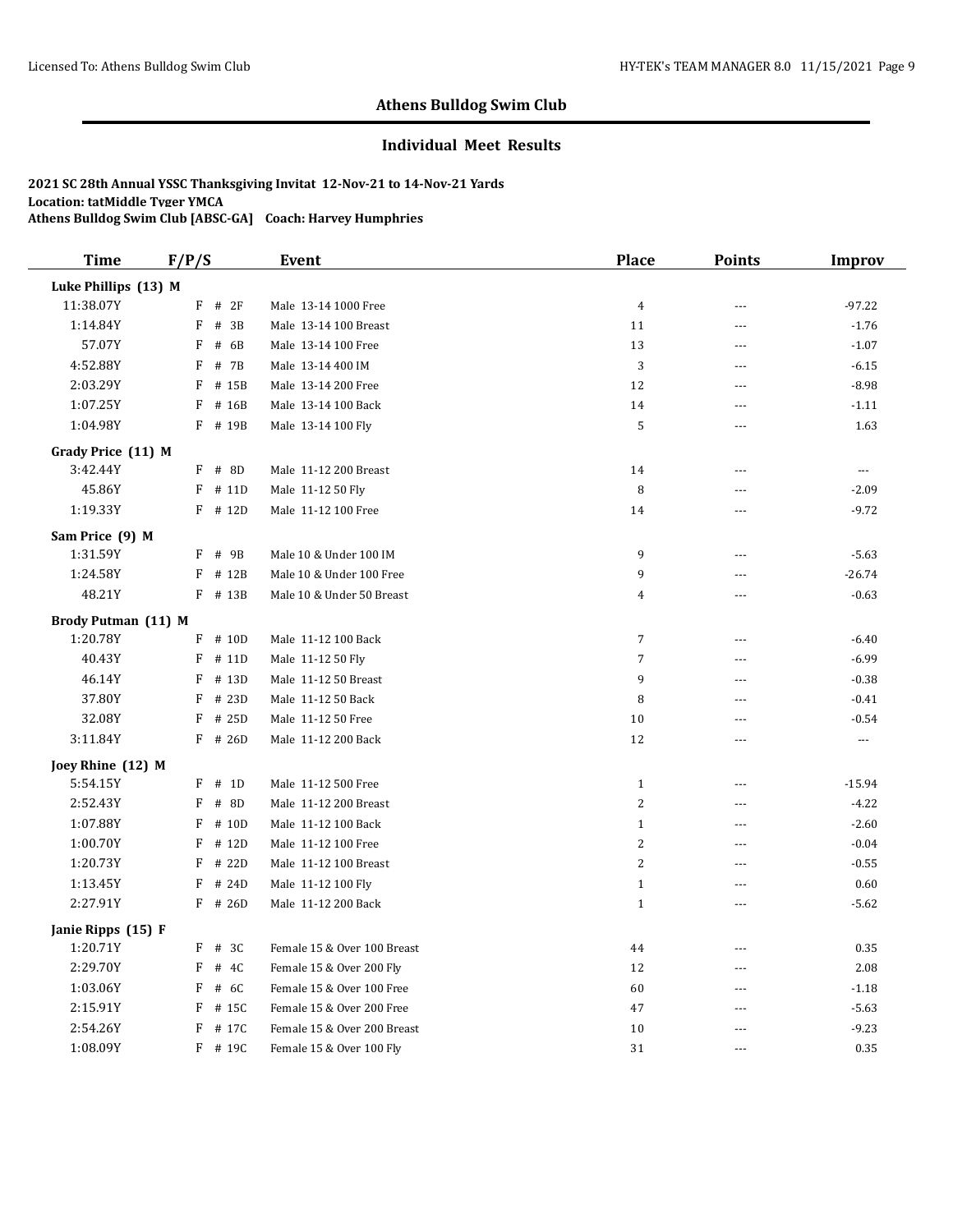# Athens Bulldog Swim Club

## Individual Meet Results

**2021 SC 28th Annual YSSC Thanksgiving Invitat 12-Nov-21 to 14-Nov-21 Yards**
**Location: tatMiddle Tyger YMCA**
**Athens Bulldog Swim Club [ABSC-GA] Coach: Harvey Humphries**

| Time | F/P/S | Event | Place | Points | Improv |
|---|---|---|---|---|---|
| **Luke Phillips (13) M** | | | | | |
| 11:38.07Y | F # 2F | Male 13-14 1000 Free | 4 | --- | -97.22 |
| 1:14.84Y | F # 3B | Male 13-14 100 Breast | 11 | --- | -1.76 |
| 57.07Y | F # 6B | Male 13-14 100 Free | 13 | --- | -1.07 |
| 4:52.88Y | F # 7B | Male 13-14 400 IM | 3 | --- | -6.15 |
| 2:03.29Y | F # 15B | Male 13-14 200 Free | 12 | --- | -8.98 |
| 1:07.25Y | F # 16B | Male 13-14 100 Back | 14 | --- | -1.11 |
| 1:04.98Y | F # 19B | Male 13-14 100 Fly | 5 | --- | 1.63 |
| **Grady Price (11) M** | | | | | |
| 3:42.44Y | F # 8D | Male 11-12 200 Breast | 14 | --- | --- |
| 45.86Y | F # 11D | Male 11-12 50 Fly | 8 | --- | -2.09 |
| 1:19.33Y | F # 12D | Male 11-12 100 Free | 14 | --- | -9.72 |
| **Sam Price (9) M** | | | | | |
| 1:31.59Y | F # 9B | Male 10 & Under 100 IM | 9 | --- | -5.63 |
| 1:24.58Y | F # 12B | Male 10 & Under 100 Free | 9 | --- | -26.74 |
| 48.21Y | F # 13B | Male 10 & Under 50 Breast | 4 | --- | -0.63 |
| **Brody Putman (11) M** | | | | | |
| 1:20.78Y | F # 10D | Male 11-12 100 Back | 7 | --- | -6.40 |
| 40.43Y | F # 11D | Male 11-12 50 Fly | 7 | --- | -6.99 |
| 46.14Y | F # 13D | Male 11-12 50 Breast | 9 | --- | -0.38 |
| 37.80Y | F # 23D | Male 11-12 50 Back | 8 | --- | -0.41 |
| 32.08Y | F # 25D | Male 11-12 50 Free | 10 | --- | -0.54 |
| 3:11.84Y | F # 26D | Male 11-12 200 Back | 12 | --- | --- |
| **Joey Rhine (12) M** | | | | | |
| 5:54.15Y | F # 1D | Male 11-12 500 Free | 1 | --- | -15.94 |
| 2:52.43Y | F # 8D | Male 11-12 200 Breast | 2 | --- | -4.22 |
| 1:07.88Y | F # 10D | Male 11-12 100 Back | 1 | --- | -2.60 |
| 1:00.70Y | F # 12D | Male 11-12 100 Free | 2 | --- | -0.04 |
| 1:20.73Y | F # 22D | Male 11-12 100 Breast | 2 | --- | -0.55 |
| 1:13.45Y | F # 24D | Male 11-12 100 Fly | 1 | --- | 0.60 |
| 2:27.91Y | F # 26D | Male 11-12 200 Back | 1 | --- | -5.62 |
| **Janie Ripps (15) F** | | | | | |
| 1:20.71Y | F # 3C | Female 15 & Over 100 Breast | 44 | --- | 0.35 |
| 2:29.70Y | F # 4C | Female 15 & Over 200 Fly | 12 | --- | 2.08 |
| 1:03.06Y | F # 6C | Female 15 & Over 100 Free | 60 | --- | -1.18 |
| 2:15.91Y | F # 15C | Female 15 & Over 200 Free | 47 | --- | -5.63 |
| 2:54.26Y | F # 17C | Female 15 & Over 200 Breast | 10 | --- | -9.23 |
| 1:08.09Y | F # 19C | Female 15 & Over 100 Fly | 31 | --- | 0.35 |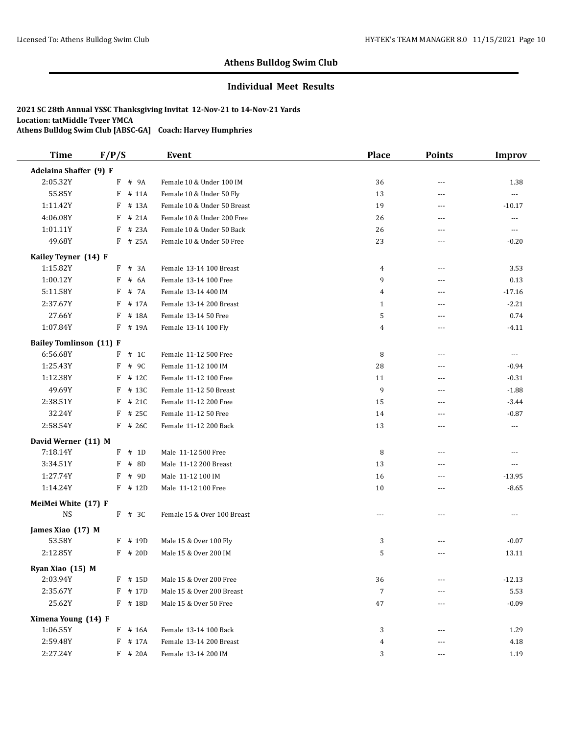## Athens Bulldog Swim Club

### Individual Meet Results

**2021 SC 28th Annual YSSC Thanksgiving Invitat 12-Nov-21 to 14-Nov-21 Yards**
**Location: tatMiddle Tyger YMCA**
**Athens Bulldog Swim Club [ABSC-GA] Coach: Harvey Humphries**

| Time | F/P/S | Event | Place | Points | Improv |
|---|---|---|---|---|---|
| **Adelaina Shaffer (9) F** | | | | | |
| 2:05.32Y | F # 9A | Female 10 & Under 100 IM | 36 | --- | 1.38 |
| 55.85Y | F # 11A | Female 10 & Under 50 Fly | 13 | --- | --- |
| 1:11.42Y | F # 13A | Female 10 & Under 50 Breast | 19 | --- | -10.17 |
| 4:06.08Y | F # 21A | Female 10 & Under 200 Free | 26 | --- | --- |
| 1:01.11Y | F # 23A | Female 10 & Under 50 Back | 26 | --- | --- |
| 49.68Y | F # 25A | Female 10 & Under 50 Free | 23 | --- | -0.20 |
| **Kailey Teyner (14) F** | | | | | |
| 1:15.82Y | F # 3A | Female 13-14 100 Breast | 4 | --- | 3.53 |
| 1:00.12Y | F # 6A | Female 13-14 100 Free | 9 | --- | 0.13 |
| 5:11.58Y | F # 7A | Female 13-14 400 IM | 4 | --- | -17.16 |
| 2:37.67Y | F # 17A | Female 13-14 200 Breast | 1 | --- | -2.21 |
| 27.66Y | F # 18A | Female 13-14 50 Free | 5 | --- | 0.74 |
| 1:07.84Y | F # 19A | Female 13-14 100 Fly | 4 | --- | -4.11 |
| **Bailey Tomlinson (11) F** | | | | | |
| 6:56.68Y | F # 1C | Female 11-12 500 Free | 8 | --- | --- |
| 1:25.43Y | F # 9C | Female 11-12 100 IM | 28 | --- | -0.94 |
| 1:12.38Y | F # 12C | Female 11-12 100 Free | 11 | --- | -0.31 |
| 49.69Y | F # 13C | Female 11-12 50 Breast | 9 | --- | -1.88 |
| 2:38.51Y | F # 21C | Female 11-12 200 Free | 15 | --- | -3.44 |
| 32.24Y | F # 25C | Female 11-12 50 Free | 14 | --- | -0.87 |
| 2:58.54Y | F # 26C | Female 11-12 200 Back | 13 | --- | --- |
| **David Werner (11) M** | | | | | |
| 7:18.14Y | F # 1D | Male 11-12 500 Free | 8 | --- | --- |
| 3:34.51Y | F # 8D | Male 11-12 200 Breast | 13 | --- | --- |
| 1:27.74Y | F # 9D | Male 11-12 100 IM | 16 | --- | -13.95 |
| 1:14.24Y | F # 12D | Male 11-12 100 Free | 10 | --- | -8.65 |
| **MeiMei White (17) F** | | | | | |
| NS | F # 3C | Female 15 & Over 100 Breast | --- | --- | --- |
| **James Xiao (17) M** | | | | | |
| 53.58Y | F # 19D | Male 15 & Over 100 Fly | 3 | --- | -0.07 |
| 2:12.85Y | F # 20D | Male 15 & Over 200 IM | 5 | --- | 13.11 |
| **Ryan Xiao (15) M** | | | | | |
| 2:03.94Y | F # 15D | Male 15 & Over 200 Free | 36 | --- | -12.13 |
| 2:35.67Y | F # 17D | Male 15 & Over 200 Breast | 7 | --- | 5.53 |
| 25.62Y | F # 18D | Male 15 & Over 50 Free | 47 | --- | -0.09 |
| **Ximena Young (14) F** | | | | | |
| 1:06.55Y | F # 16A | Female 13-14 100 Back | 3 | --- | 1.29 |
| 2:59.48Y | F # 17A | Female 13-14 200 Breast | 4 | --- | 4.18 |
| 2:27.24Y | F # 20A | Female 13-14 200 IM | 3 | --- | 1.19 |